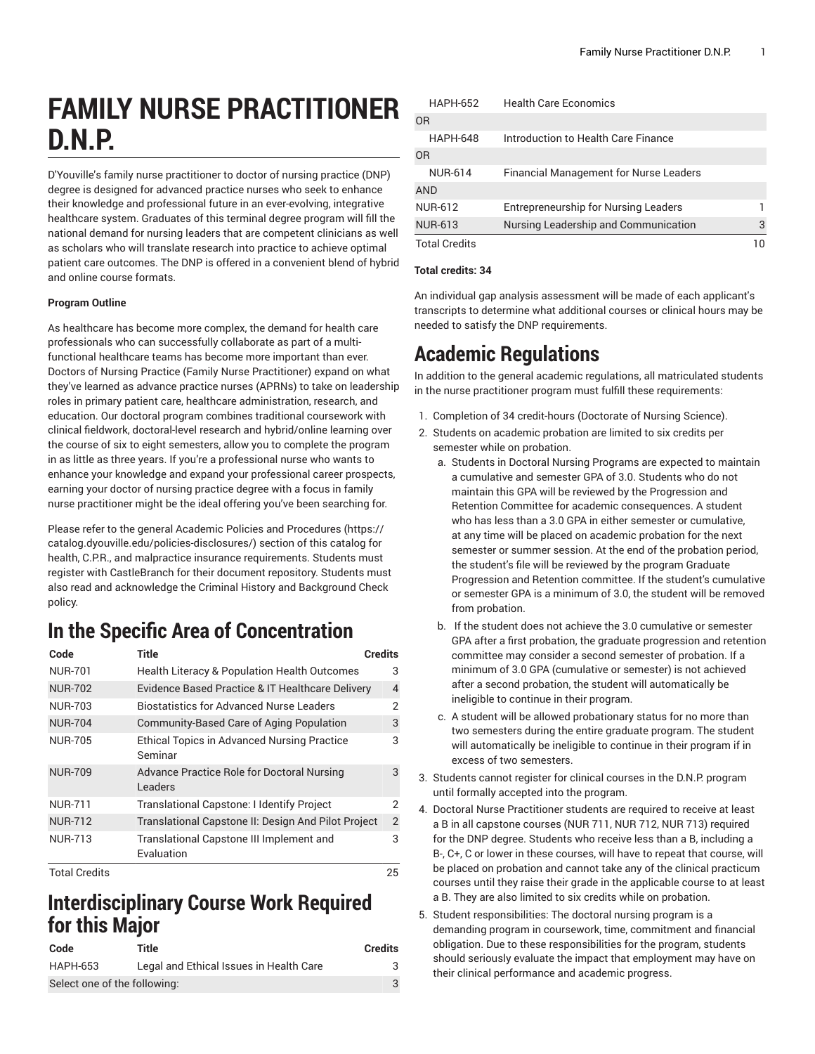# FAMILY NURSE PRACTITIONER D.N.P.

D'Youville's family nurse practitioner to doctor of nursing practice (DNP) degree is designed for advanced practice nurses who seek to enhance their knowledge and professional future in an ever-evolving, integrative healthcare system. Graduates of this terminal degree program will fill the national demand for nursing leaders that are competent clinicians as well as scholars who will translate research into practice to achieve optimal patient care outcomes. The DNP is offered in a convenient blend of hybrid and online course formats.

**Program Outline**

As healthcare has become more complex, the demand for health care professionals who can successfully collaborate as part of a multi-functional healthcare teams has become more important than ever. Doctors of Nursing Practice (Family Nurse Practitioner) expand on what they've learned as advance practice nurses (APRNs) to take on leadership roles in primary patient care, healthcare administration, research, and education. Our doctoral program combines traditional coursework with clinical fieldwork, doctoral-level research and hybrid/online learning over the course of six to eight semesters, allow you to complete the program in as little as three years. If you're a professional nurse who wants to enhance your knowledge and expand your professional career prospects, earning your doctor of nursing practice degree with a focus in family nurse practitioner might be the ideal offering you've been searching for.

Please refer to the general Academic Policies and Procedures (https://catalog.dyouville.edu/policies-disclosures/) section of this catalog for health, C.P.R., and malpractice insurance requirements. Students must register with CastleBranch for their document repository. Students must also read and acknowledge the Criminal History and Background Check policy.

## In the Specific Area of Concentration

| Code | Title | Credits |
|---|---|---|
| NUR-701 | Health Literacy & Population Health Outcomes | 3 |
| NUR-702 | Evidence Based Practice & IT Healthcare Delivery | 4 |
| NUR-703 | Biostatistics for Advanced Nurse Leaders | 2 |
| NUR-704 | Community-Based Care of Aging Population | 3 |
| NUR-705 | Ethical Topics in Advanced Nursing Practice Seminar | 3 |
| NUR-709 | Advance Practice Role for Doctoral Nursing Leaders | 3 |
| NUR-711 | Translational Capstone: I Identify Project | 2 |
| NUR-712 | Translational Capstone II: Design And Pilot Project | 2 |
| NUR-713 | Translational Capstone III Implement and Evaluation | 3 |
| Total Credits | | 25 |

## Interdisciplinary Course Work Required for this Major

| Code | Title | Credits |
|---|---|---|
| HAPH-653 | Legal and Ethical Issues in Health Care | 3 |
| Select one of the following: | | 3 |
| HAPH-652 | Health Care Economics | |
| OR | | |
| HAPH-648 | Introduction to Health Care Finance | |
| OR | | |
| NUR-614 | Financial Management for Nurse Leaders | |
| AND | | |
| NUR-612 | Entrepreneurship for Nursing Leaders | 1 |
| NUR-613 | Nursing Leadership and Communication | 3 |
| Total Credits | | 10 |

**Total credits: 34**

An individual gap analysis assessment will be made of each applicant's transcripts to determine what additional courses or clinical hours may be needed to satisfy the DNP requirements.

## Academic Regulations

In addition to the general academic regulations, all matriculated students in the nurse practitioner program must fulfill these requirements:

1. Completion of 34 credit-hours (Doctorate of Nursing Science).
2. Students on academic probation are limited to six credits per semester while on probation.
   a. Students in Doctoral Nursing Programs are expected to maintain a cumulative and semester GPA of 3.0. Students who do not maintain this GPA will be reviewed by the Progression and Retention Committee for academic consequences. A student who has less than a 3.0 GPA in either semester or cumulative, at any time will be placed on academic probation for the next semester or summer session. At the end of the probation period, the student's file will be reviewed by the program Graduate Progression and Retention committee. If the student's cumulative or semester GPA is a minimum of 3.0, the student will be removed from probation.
   b. If the student does not achieve the 3.0 cumulative or semester GPA after a first probation, the graduate progression and retention committee may consider a second semester of probation. If a minimum of 3.0 GPA (cumulative or semester) is not achieved after a second probation, the student will automatically be ineligible to continue in their program.
   c. A student will be allowed probationary status for no more than two semesters during the entire graduate program. The student will automatically be ineligible to continue in their program if in excess of two semesters.
3. Students cannot register for clinical courses in the D.N.P. program until formally accepted into the program.
4. Doctoral Nurse Practitioner students are required to receive at least a B in all capstone courses (NUR 711, NUR 712, NUR 713) required for the DNP degree. Students who receive less than a B, including a B-, C+, C or lower in these courses, will have to repeat that course, will be placed on probation and cannot take any of the clinical practicum courses until they raise their grade in the applicable course to at least a B. They are also limited to six credits while on probation.
5. Student responsibilities: The doctoral nursing program is a demanding program in coursework, time, commitment and financial obligation. Due to these responsibilities for the program, students should seriously evaluate the impact that employment may have on their clinical performance and academic progress.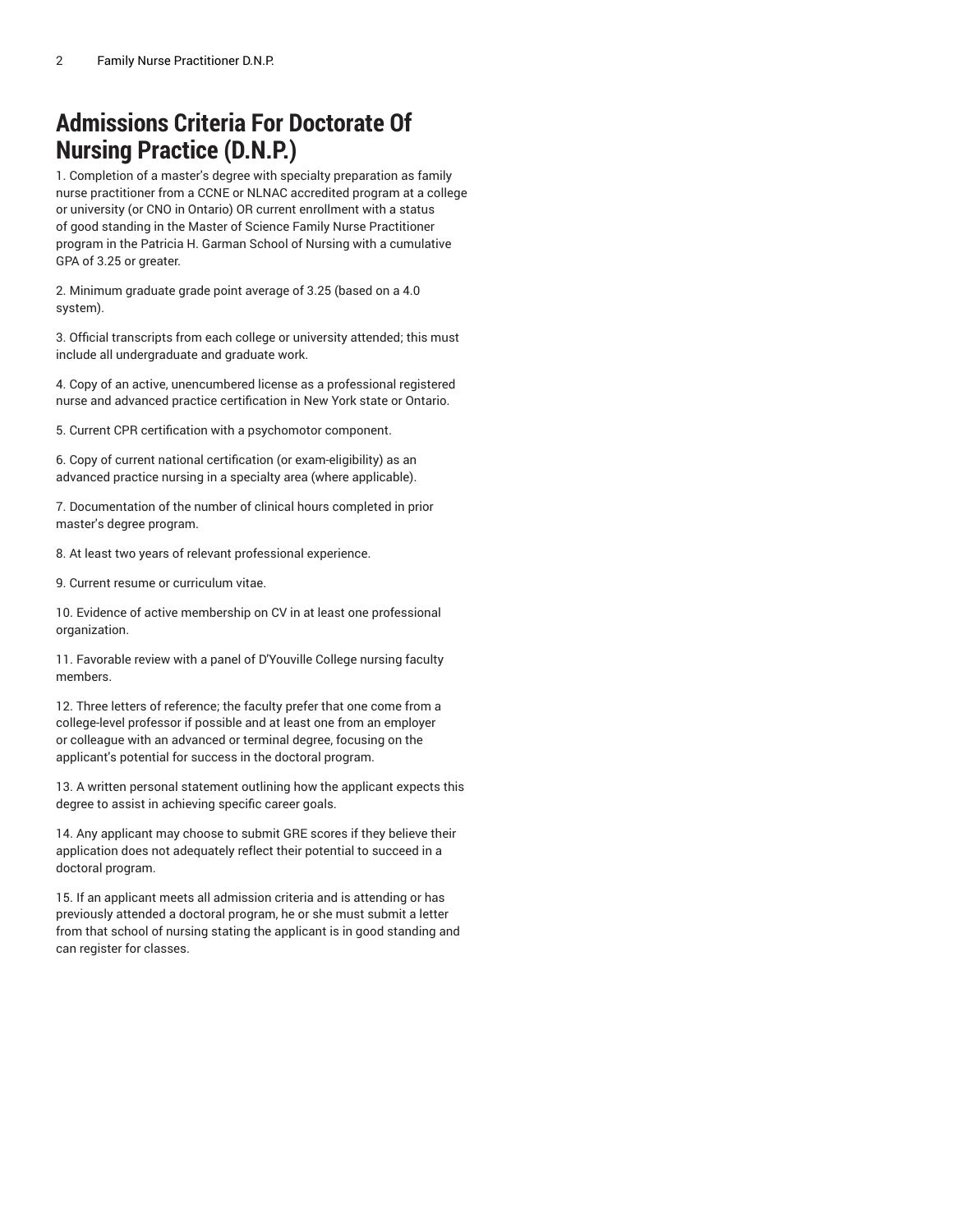## Admissions Criteria For Doctorate Of Nursing Practice (D.N.P.)

1. Completion of a master's degree with specialty preparation as family nurse practitioner from a CCNE or NLNAC accredited program at a college or university (or CNO in Ontario) OR current enrollment with a status of good standing in the Master of Science Family Nurse Practitioner program in the Patricia H. Garman School of Nursing with a cumulative GPA of 3.25 or greater.

2. Minimum graduate grade point average of 3.25 (based on a 4.0 system).

3. Official transcripts from each college or university attended; this must include all undergraduate and graduate work.

4. Copy of an active, unencumbered license as a professional registered nurse and advanced practice certification in New York state or Ontario.

5. Current CPR certification with a psychomotor component.

6. Copy of current national certification (or exam-eligibility) as an advanced practice nursing in a specialty area (where applicable).

7. Documentation of the number of clinical hours completed in prior master's degree program.

8. At least two years of relevant professional experience.

9. Current resume or curriculum vitae.

10. Evidence of active membership on CV in at least one professional organization.

11. Favorable review with a panel of D'Youville College nursing faculty members.

12. Three letters of reference; the faculty prefer that one come from a college-level professor if possible and at least one from an employer or colleague with an advanced or terminal degree, focusing on the applicant's potential for success in the doctoral program.

13. A written personal statement outlining how the applicant expects this degree to assist in achieving specific career goals.

14. Any applicant may choose to submit GRE scores if they believe their application does not adequately reflect their potential to succeed in a doctoral program.

15. If an applicant meets all admission criteria and is attending or has previously attended a doctoral program, he or she must submit a letter from that school of nursing stating the applicant is in good standing and can register for classes.